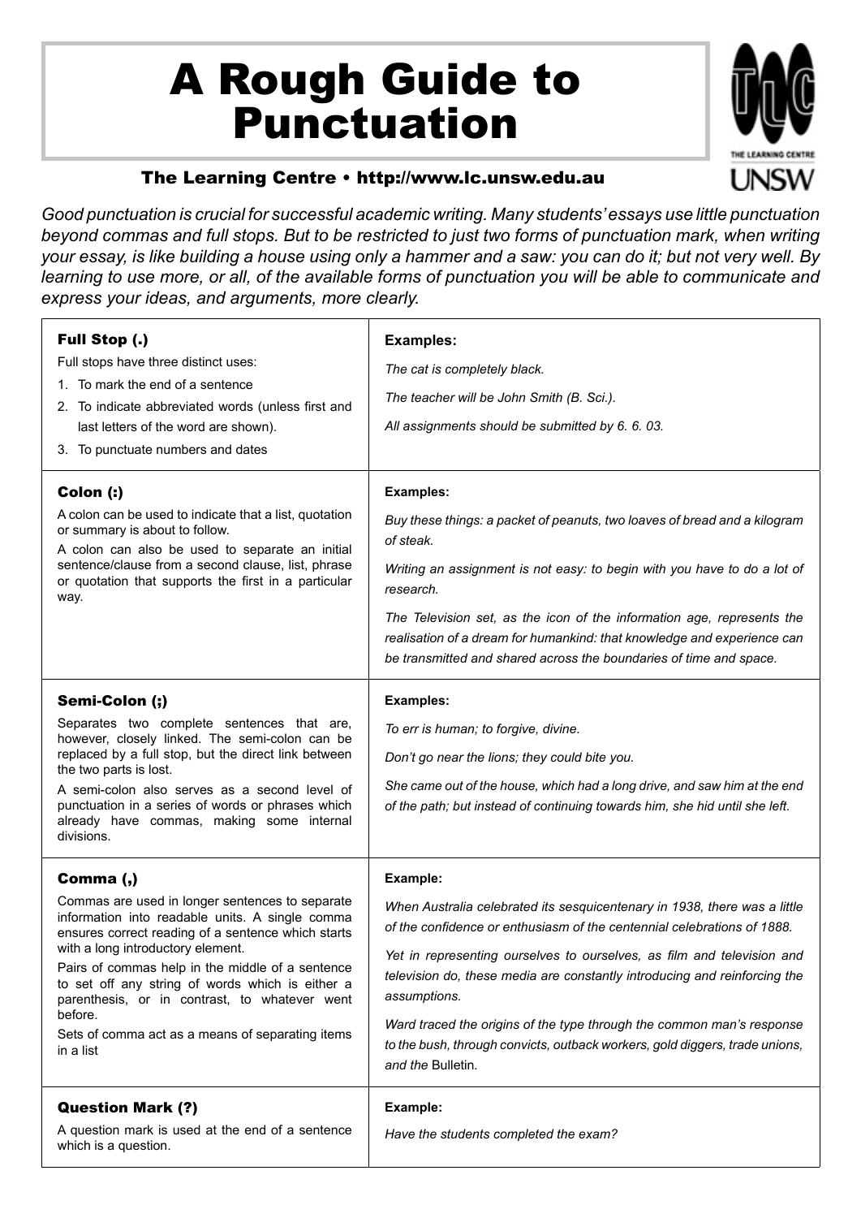# A Rough Guide to Punctuation

**The Learning Centre • http://www.lc.unsw.edu.au**

*Good punctuation is crucial for successful academic writing. Many students' essays use little punctuation beyond commas and full stops. But to be restricted to just two forms of punctuation mark, when writing your essay, is like building a house using only a hammer and a saw: you can do it; but not very well. By learning to use more, or all, of the available forms of punctuation you will be able to communicate and express your ideas, and arguments, more clearly.*

| | |
|---|---|
| **Full Stop (.)**<br>Full stops have three distinct uses:<br>1. To mark the end of a sentence<br>2. To indicate abbreviated words (unless first and last letters of the word are shown).<br>3. To punctuate numbers and dates | **Examples:**<br>*The cat is completely black.*<br>*The teacher will be John Smith (B. Sci.).*<br>*All assignments should be submitted by 6. 6. 03.* |
| **Colon (:)**<br>A colon can be used to indicate that a list, quotation or summary is about to follow.<br>A colon can also be used to separate an initial sentence/clause from a second clause, list, phrase or quotation that supports the first in a particular way. | **Examples:**<br>*Buy these things: a packet of peanuts, two loaves of bread and a kilogram of steak.*<br>*Writing an assignment is not easy: to begin with you have to do a lot of research.*<br>*The Television set, as the icon of the information age, represents the realisation of a dream for humankind: that knowledge and experience can be transmitted and shared across the boundaries of time and space.* |
| **Semi-Colon (;)**<br>Separates two complete sentences that are, however, closely linked. The semi-colon can be replaced by a full stop, but the direct link between the two parts is lost.<br>A semi-colon also serves as a second level of punctuation in a series of words or phrases which already have commas, making some internal divisions. | **Examples:**<br>*To err is human; to forgive, divine.*<br>*Don't go near the lions; they could bite you.*<br>*She came out of the house, which had a long drive, and saw him at the end of the path; but instead of continuing towards him, she hid until she left.* |
| **Comma (,)**<br>Commas are used in longer sentences to separate information into readable units. A single comma ensures correct reading of a sentence which starts with a long introductory element.<br>Pairs of commas help in the middle of a sentence to set off any string of words which is either a parenthesis, or in contrast, to whatever went before.<br>Sets of comma act as a means of separating items in a list | **Example:**<br>*When Australia celebrated its sesquicentenary in 1938, there was a little of the confidence or enthusiasm of the centennial celebrations of 1888.*<br>*Yet in representing ourselves to ourselves, as film and television and television do, these media are constantly introducing and reinforcing the assumptions.*<br>*Ward traced the origins of the type through the common man's response to the bush, through convicts, outback workers, gold diggers, trade unions, and the* Bulletin*.* |
| **Question Mark (?)**<br>A question mark is used at the end of a sentence which is a question. | **Example:**<br>*Have the students completed the exam?* |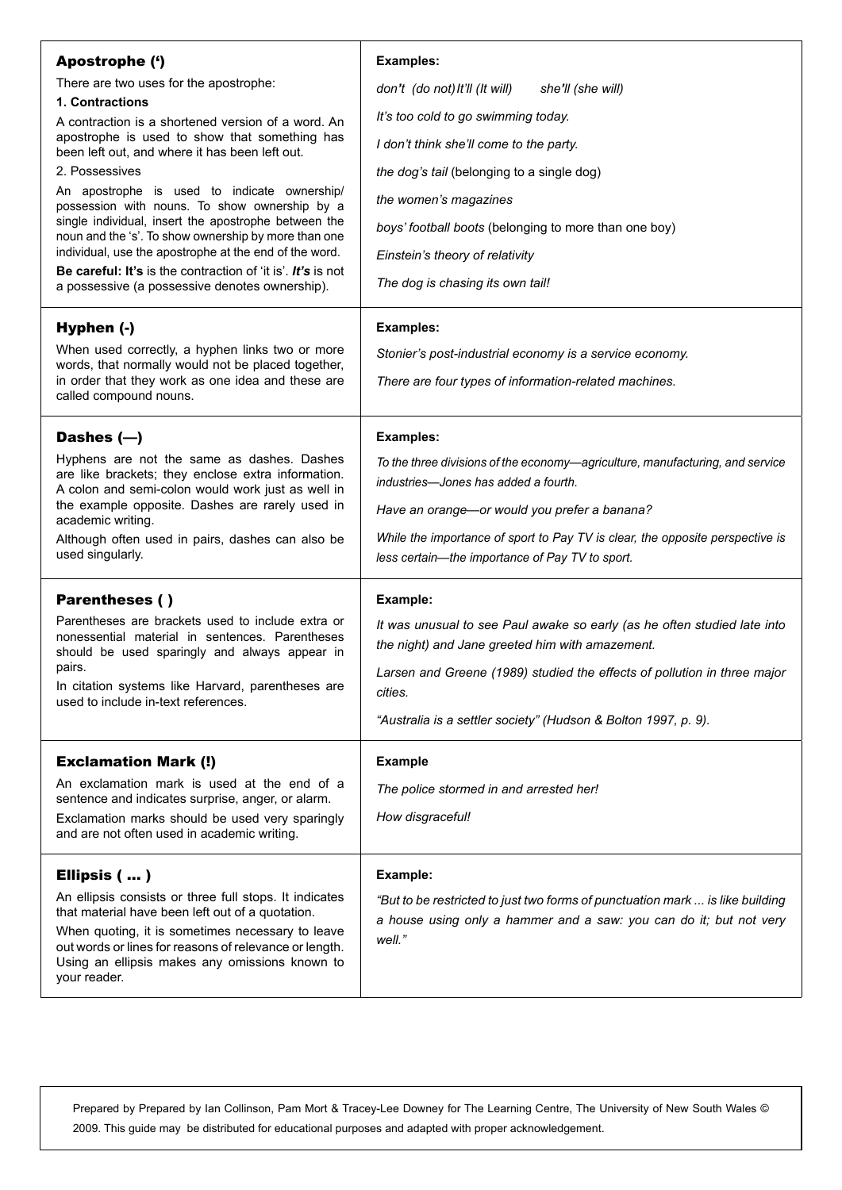| | |
|---|---|
| **Apostrophe (‘)**<br><br>There are two uses for the apostrophe:<br><br>**1. Contractions**<br><br>A contraction is a shortened version of a word. An apostrophe is used to show that something has been left out, and where it has been left out.<br><br>2. Possessives<br><br>An apostrophe is used to indicate ownership/ possession with nouns. To show ownership by a single individual, insert the apostrophe between the noun and the ‘s’. To show ownership by more than one individual, use the apostrophe at the end of the word.<br><br>**Be careful: It’s** is the contraction of ‘it is’. ***It’s*** is not a possessive (a possessive denotes ownership). | **Examples:**<br><br>*don’t (do not) It’ll (It will) she’ll (she will)*<br><br>*It’s too cold to go swimming today.*<br><br>*I don’t think she’ll come to the party.*<br><br>*the dog’s tail* (belonging to a single dog)<br><br>*the women’s magazines*<br><br>*boys’ football boots* (belonging to more than one boy)<br><br>*Einstein’s theory of relativity*<br><br>*The dog is chasing its own tail!* |
| **Hyphen (-)**<br><br>When used correctly, a hyphen links two or more words, that normally would not be placed together, in order that they work as one idea and these are called compound nouns. | **Examples:**<br><br>*Stonier’s post-industrial economy is a service economy.*<br><br>*There are four types of information-related machines.* |
| **Dashes (—)**<br><br>Hyphens are not the same as dashes. Dashes are like brackets; they enclose extra information. A colon and semi-colon would work just as well in the example opposite. Dashes are rarely used in academic writing.<br><br>Although often used in pairs, dashes can also be used singularly. | **Examples:**<br><br>*To the three divisions of the economy—agriculture, manufacturing, and service industries—Jones has added a fourth.*<br><br>*Have an orange—or would you prefer a banana?*<br><br>*While the importance of sport to Pay TV is clear, the opposite perspective is less certain—the importance of Pay TV to sport.* |
| **Parentheses ( )**<br><br>Parentheses are brackets used to include extra or nonessential material in sentences. Parentheses should be used sparingly and always appear in pairs.<br><br>In citation systems like Harvard, parentheses are used to include in-text references. | **Example:**<br><br>*It was unusual to see Paul awake so early (as he often studied late into the night) and Jane greeted him with amazement.*<br><br>*Larsen and Greene (1989) studied the effects of pollution in three major cities.*<br><br>*“Australia is a settler society” (Hudson & Bolton 1997, p. 9).* |
| **Exclamation Mark (!)**<br><br>An exclamation mark is used at the end of a sentence and indicates surprise, anger, or alarm.<br><br>Exclamation marks should be used very sparingly and are not often used in academic writing. | **Example**<br><br>*The police stormed in and arrested her!*<br><br>*How disgraceful!* |
| **Ellipsis ( ... )**<br><br>An ellipsis consists or three full stops. It indicates that material have been left out of a quotation.<br><br>When quoting, it is sometimes necessary to leave out words or lines for reasons of relevance or length. Using an ellipsis makes any omissions known to your reader. | **Example:**<br><br>*“But to be restricted to just two forms of punctuation mark ... is like building a house using only a hammer and a saw: you can do it; but not very well.”* |

Prepared by Prepared by Ian Collinson, Pam Mort & Tracey-Lee Downey for The Learning Centre, The University of New South Wales © 2009. This guide may be distributed for educational purposes and adapted with proper acknowledgement.